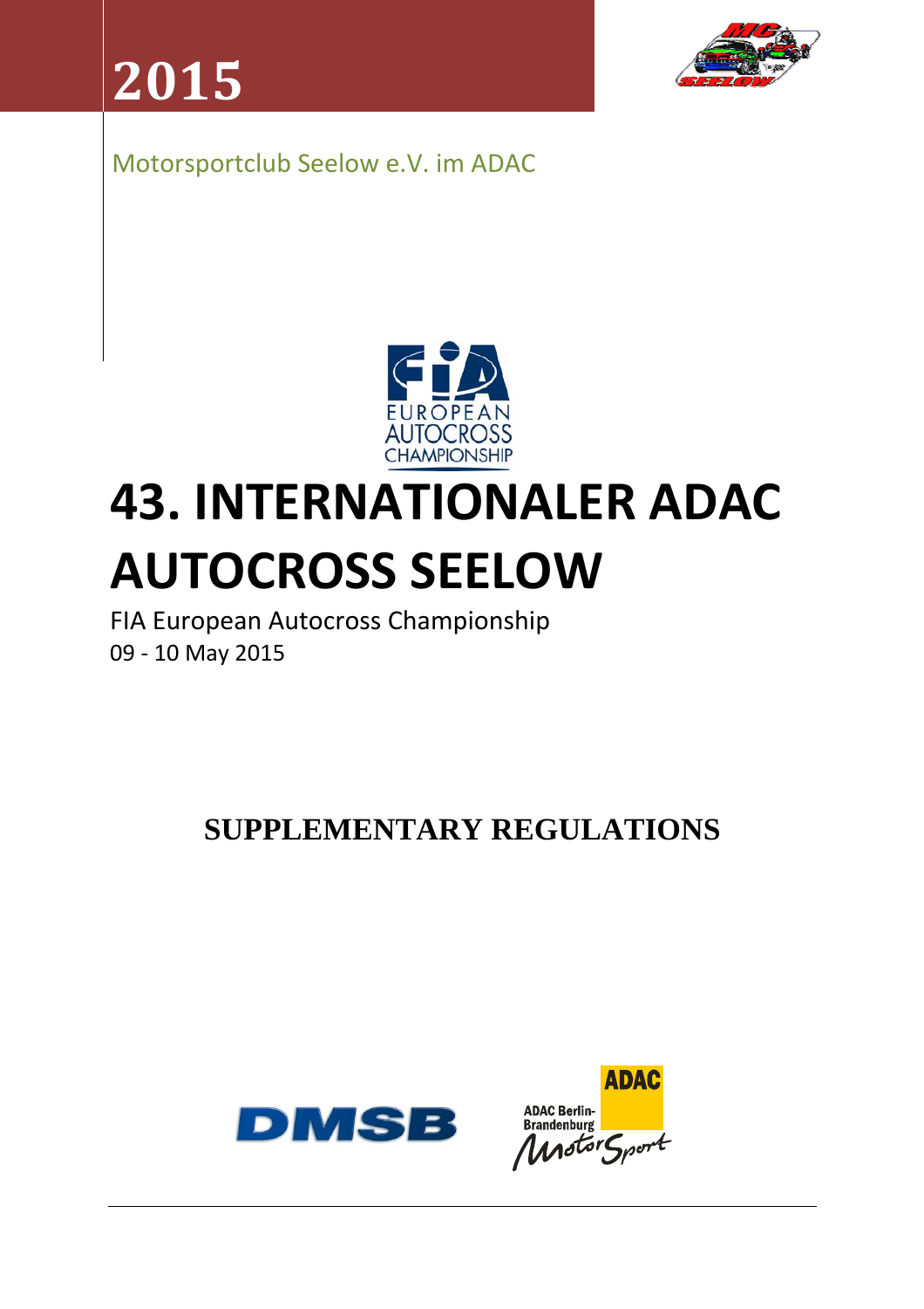# 2015

Motorsportclub Seelow e.V. im ADAC

EUROPEAN AUTOCROSS CHAMPIONSHIP

# 43. INTERNATIONALER ADAC AUTOCROSS SEELOW

FIA European Autocross Championship
09 - 10 May 2015

## SUPPLEMENTARY REGULATIONS

DMSB

ADAC Berlin-Brandenburg MotorSport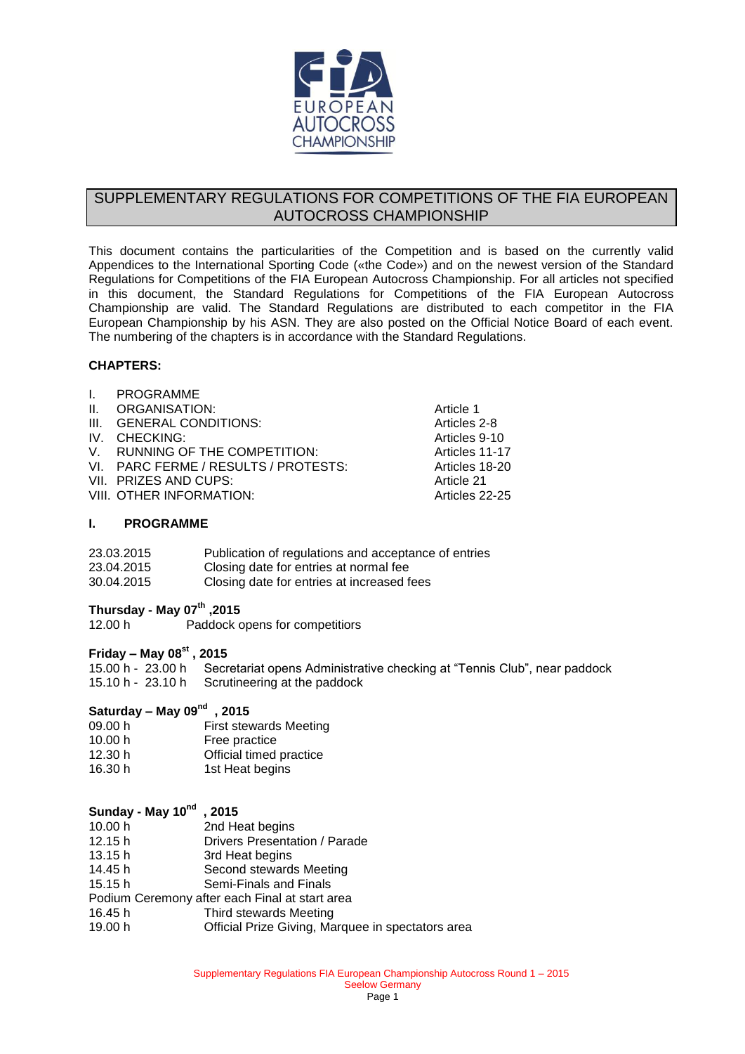## SUPPLEMENTARY REGULATIONS FOR COMPETITIONS OF THE FIA EUROPEAN AUTOCROSS CHAMPIONSHIP

This document contains the particularities of the Competition and is based on the currently valid Appendices to the International Sporting Code («the Code») and on the newest version of the Standard Regulations for Competitions of the FIA European Autocross Championship. For all articles not specified in this document, the Standard Regulations for Competitions of the FIA European Autocross Championship are valid. The Standard Regulations are distributed to each competitor in the FIA European Championship by his ASN. They are also posted on the Official Notice Board of each event. The numbering of the chapters is in accordance with the Standard Regulations.

**CHAPTERS:**

| | | |
|---|---|---|
| I. | PROGRAMME | |
| II. | ORGANISATION: | Article 1 |
| III. | GENERAL CONDITIONS: | Articles 2-8 |
| IV. | CHECKING: | Articles 9-10 |
| V. | RUNNING OF THE COMPETITION: | Articles 11-17 |
| VI. | PARC FERME / RESULTS / PROTESTS: | Articles 18-20 |
| VII. | PRIZES AND CUPS: | Article 21 |
| VIII. | OTHER INFORMATION: | Articles 22-25 |

### I. PROGRAMME

| | |
|---|---|
| 23.03.2015 | Publication of regulations and acceptance of entries |
| 23.04.2015 | Closing date for entries at normal fee |
| 30.04.2015 | Closing date for entries at increased fees |

**Thursday - May 07th ,2015**

12.00 h Paddock opens for competitors

**Friday – May 08st , 2015**

| | |
|---|---|
| 15.00 h - 23.00 h | Secretariat opens Administrative checking at "Tennis Club", near paddock |
| 15.10 h - 23.10 h | Scrutineering at the paddock |

**Saturday – May 09nd , 2015**

| | |
|---|---|
| 09.00 h | First stewards Meeting |
| 10.00 h | Free practice |
| 12.30 h | Official timed practice |
| 16.30 h | 1st Heat begins |

**Sunday - May 10nd , 2015**

| | |
|---|---|
| 10.00 h | 2nd Heat begins |
| 12.15 h | Drivers Presentation / Parade |
| 13.15 h | 3rd Heat begins |
| 14.45 h | Second stewards Meeting |
| 15.15 h | Semi-Finals and Finals |

Podium Ceremony after each Final at start area

| | |
|---|---|
| 16.45 h | Third stewards Meeting |
| 19.00 h | Official Prize Giving, Marquee in spectators area |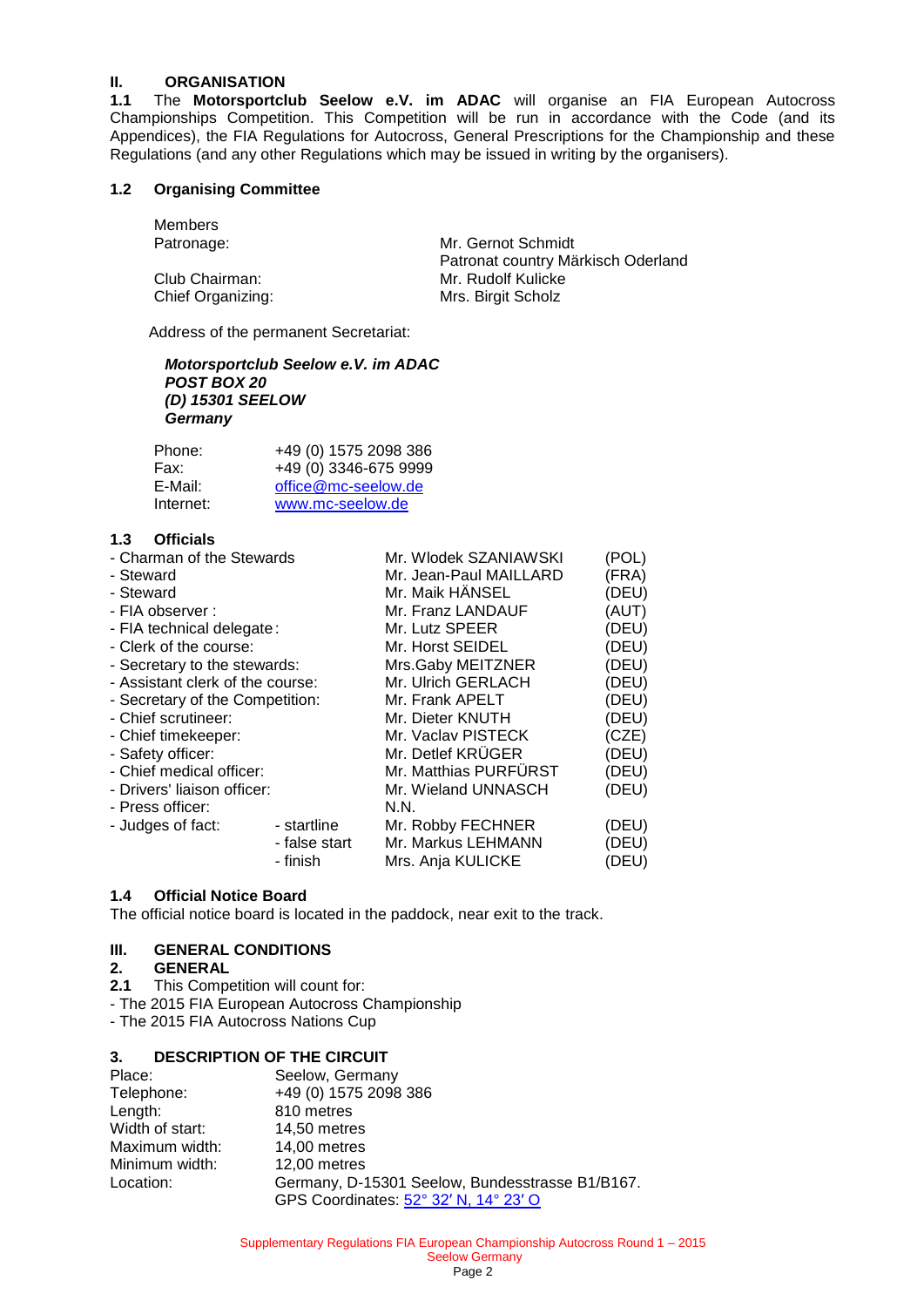## II. ORGANISATION

**1.1** The **Motorsportclub Seelow e.V. im ADAC** will organise an FIA European Autocross Championships Competition. This Competition will be run in accordance with the Code (and its Appendices), the FIA Regulations for Autocross, General Prescriptions for the Championship and these Regulations (and any other Regulations which may be issued in writing by the organisers).

### 1.2 Organising Committee

Members

| | |
|---|---|
| Patronage: | Mr. Gernot Schmidt<br>Patronat country Märkisch Oderland |
| Club Chairman: | Mr. Rudolf Kulicke |
| Chief Organizing: | Mrs. Birgit Scholz |

Address of the permanent Secretariat:

***Motorsportclub Seelow e.V. im ADAC***
***POST BOX 20***
***(D) 15301 SEELOW***
***Germany***

| | |
|---|---|
| Phone: | +49 (0) 1575 2098 386 |
| Fax: | +49 (0) 3346-675 9999 |
| E-Mail: | office@mc-seelow.de |
| Internet: | www.mc-seelow.de |

### 1.3 Officials

| | | | |
|---|---|---|---|
| - Charman of the Stewards | | Mr. Wlodek SZANIAWSKI | (POL) |
| - Steward | | Mr. Jean-Paul MAILLARD | (FRA) |
| - Steward | | Mr. Maik HÄNSEL | (DEU) |
| - FIA observer : | | Mr. Franz LANDAUF | (AUT) |
| - FIA technical delegate: | | Mr. Lutz SPEER | (DEU) |
| - Clerk of the course: | | Mr. Horst SEIDEL | (DEU) |
| - Secretary to the stewards: | | Mrs.Gaby MEITZNER | (DEU) |
| - Assistant clerk of the course: | | Mr. Ulrich GERLACH | (DEU) |
| - Secretary of the Competition: | | Mr. Frank APELT | (DEU) |
| - Chief scrutineer: | | Mr. Dieter KNUTH | (DEU) |
| - Chief timekeeper: | | Mr. Vaclav PISTECK | (CZE) |
| - Safety officer: | | Mr. Detlef KRÜGER | (DEU) |
| - Chief medical officer: | | Mr. Matthias PURFÜRST | (DEU) |
| - Drivers' liaison officer: | | Mr. Wieland UNNASCH | (DEU) |
| - Press officer: | | N.N. | |
| - Judges of fact: | - startline | Mr. Robby FECHNER | (DEU) |
| | - false start | Mr. Markus LEHMANN | (DEU) |
| | - finish | Mrs. Anja KULICKE | (DEU) |

### 1.4 Official Notice Board

The official notice board is located in the paddock, near exit to the track.

## III. GENERAL CONDITIONS

### 2. GENERAL

**2.1** This Competition will count for:

- The 2015 FIA European Autocross Championship
- The 2015 FIA Autocross Nations Cup

### 3. DESCRIPTION OF THE CIRCUIT

| | |
|---|---|
| Place: | Seelow, Germany |
| Telephone: | +49 (0) 1575 2098 386 |
| Length: | 810 metres |
| Width of start: | 14,50 metres |
| Maximum width: | 14,00 metres |
| Minimum width: | 12,00 metres |
| Location: | Germany, D-15301 Seelow, Bundesstrasse B1/B167.<br>GPS Coordinates: 52° 32′ N, 14° 23′ O |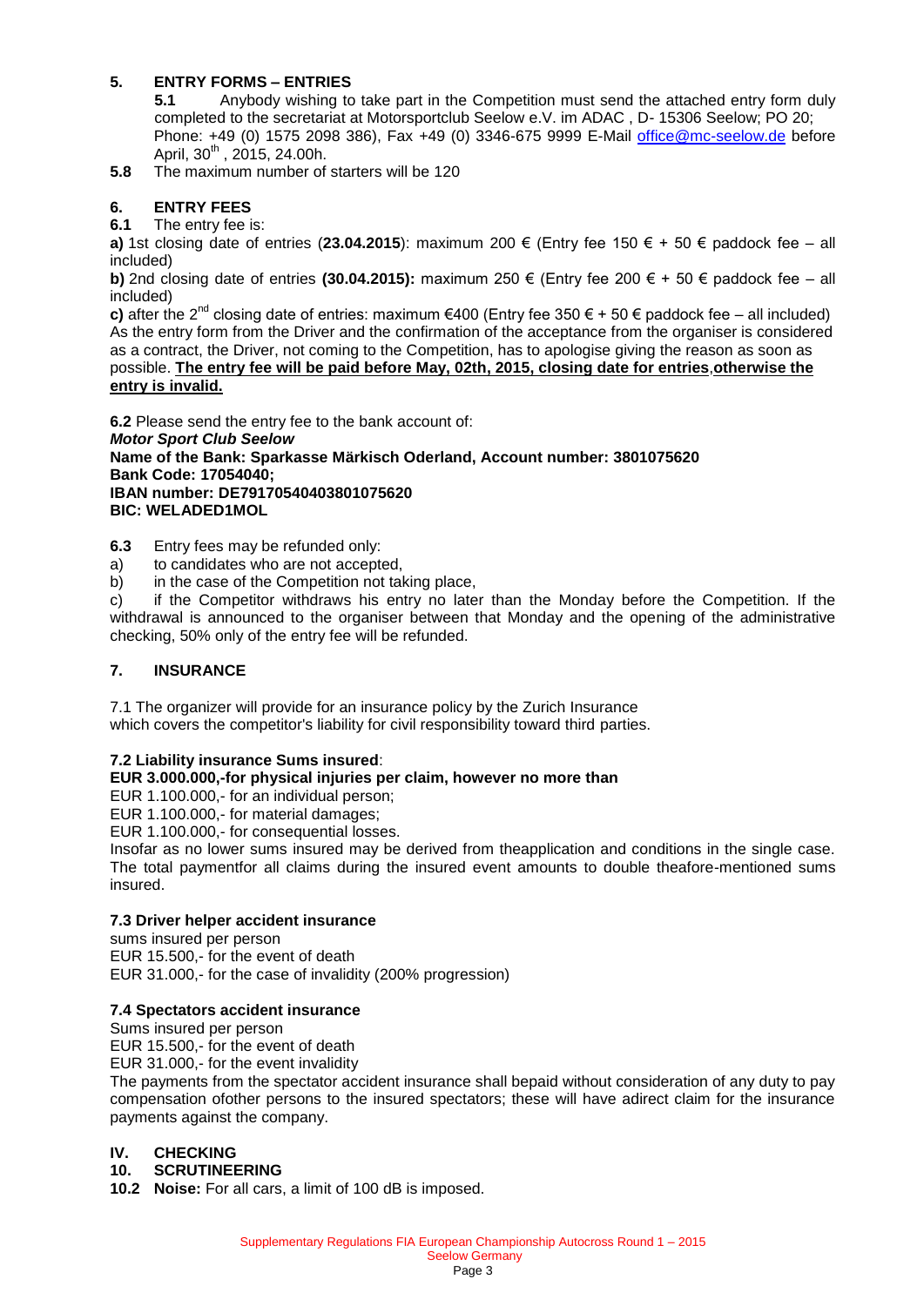## 5. ENTRY FORMS – ENTRIES

**5.1** Anybody wishing to take part in the Competition must send the attached entry form duly completed to the secretariat at Motorsportclub Seelow e.V. im ADAC , D- 15306 Seelow; PO 20; Phone: +49 (0) 1575 2098 386), Fax +49 (0) 3346-675 9999 E-Mail office@mc-seelow.de before April, 30th , 2015, 24.00h.

**5.8** The maximum number of starters will be 120

## 6. ENTRY FEES

**6.1** The entry fee is:

**a)** 1st closing date of entries (**23.04.2015**): maximum 200 € (Entry fee 150 € + 50 € paddock fee – all included)

**b)** 2nd closing date of entries **(30.04.2015):** maximum 250 € (Entry fee 200 € + 50 € paddock fee – all included)

**c)** after the 2nd closing date of entries: maximum €400 (Entry fee 350 € + 50 € paddock fee – all included)

As the entry form from the Driver and the confirmation of the acceptance from the organiser is considered as a contract, the Driver, not coming to the Competition, has to apologise giving the reason as soon as possible. **The entry fee will be paid before May, 02th, 2015, closing date for entries**,**otherwise the entry is invalid.**

**6.2** Please send the entry fee to the bank account of:

***Motor Sport Club Seelow***
**Name of the Bank: Sparkasse Märkisch Oderland, Account number: 3801075620**
**Bank Code: 17054040;**
**IBAN number: DE79170540403801075620**
**BIC: WELADED1MOL**

**6.3** Entry fees may be refunded only:

a) to candidates who are not accepted,
b) in the case of the Competition not taking place,
c) if the Competitor withdraws his entry no later than the Monday before the Competition. If the withdrawal is announced to the organiser between that Monday and the opening of the administrative checking, 50% only of the entry fee will be refunded.

## 7. INSURANCE

7.1 The organizer will provide for an insurance policy by the Zurich Insurance which covers the competitor's liability for civil responsibility toward third parties.

### 7.2 Liability insurance Sums insured:

**EUR 3.000.000,-for physical injuries per claim, however no more than**

EUR 1.100.000,- for an individual person;
EUR 1.100.000,- for material damages;
EUR 1.100.000,- for consequential losses.

Insofar as no lower sums insured may be derived from theapplication and conditions in the single case. The total paymentfor all claims during the insured event amounts to double theafore-mentioned sums insured.

### 7.3 Driver helper accident insurance

sums insured per person
EUR 15.500,- for the event of death
EUR 31.000,- for the case of invalidity (200% progression)

### 7.4 Spectators accident insurance

Sums insured per person
EUR 15.500,- for the event of death
EUR 31.000,- for the event invalidity

The payments from the spectator accident insurance shall bepaid without consideration of any duty to pay compensation ofother persons to the insured spectators; these will have adirect claim for the insurance payments against the company.

# IV. CHECKING

## 10. SCRUTINEERING

**10.2 Noise:** For all cars, a limit of 100 dB is imposed.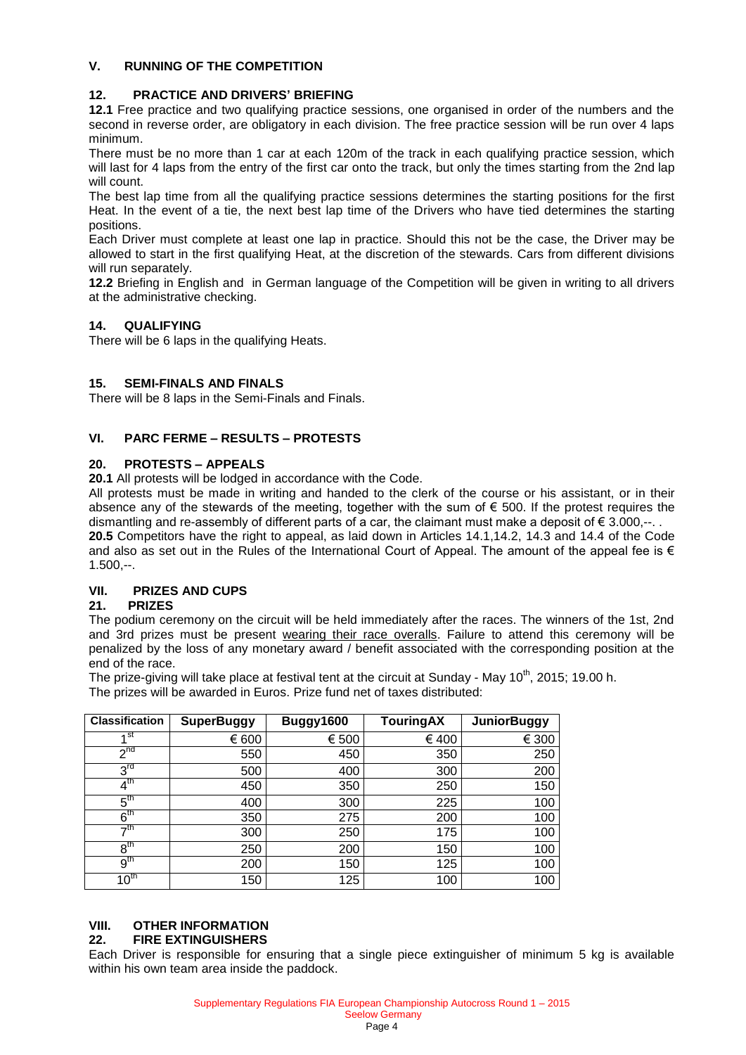## V. RUNNING OF THE COMPETITION

### 12. PRACTICE AND DRIVERS' BRIEFING

**12.1** Free practice and two qualifying practice sessions, one organised in order of the numbers and the second in reverse order, are obligatory in each division. The free practice session will be run over 4 laps minimum.

There must be no more than 1 car at each 120m of the track in each qualifying practice session, which will last for 4 laps from the entry of the first car onto the track, but only the times starting from the 2nd lap will count.

The best lap time from all the qualifying practice sessions determines the starting positions for the first Heat. In the event of a tie, the next best lap time of the Drivers who have tied determines the starting positions.

Each Driver must complete at least one lap in practice. Should this not be the case, the Driver may be allowed to start in the first qualifying Heat, at the discretion of the stewards. Cars from different divisions will run separately.

**12.2** Briefing in English and in German language of the Competition will be given in writing to all drivers at the administrative checking.

### 14. QUALIFYING

There will be 6 laps in the qualifying Heats.

### 15. SEMI-FINALS AND FINALS

There will be 8 laps in the Semi-Finals and Finals.

## VI. PARC FERME – RESULTS – PROTESTS

### 20. PROTESTS – APPEALS

**20.1** All protests will be lodged in accordance with the Code.

All protests must be made in writing and handed to the clerk of the course or his assistant, or in their absence any of the stewards of the meeting, together with the sum of € 500. If the protest requires the dismantling and re-assembly of different parts of a car, the claimant must make a deposit of € 3.000,--. .

**20.5** Competitors have the right to appeal, as laid down in Articles 14.1,14.2, 14.3 and 14.4 of the Code and also as set out in the Rules of the International Court of Appeal. The amount of the appeal fee is € 1.500,--.

## VII. PRIZES AND CUPS

### 21. PRIZES

The podium ceremony on the circuit will be held immediately after the races. The winners of the 1st, 2nd and 3rd prizes must be present wearing their race overalls. Failure to attend this ceremony will be penalized by the loss of any monetary award / benefit associated with the corresponding position at the end of the race.

The prize-giving will take place at festival tent at the circuit at Sunday - May 10th, 2015; 19.00 h.

The prizes will be awarded in Euros. Prize fund net of taxes distributed:

| Classification | SuperBuggy | Buggy1600 | TouringAX | JuniorBuggy |
|---|---|---|---|---|
| 1st | € 600 | € 500 | € 400 | € 300 |
| 2nd | 550 | 450 | 350 | 250 |
| 3rd | 500 | 400 | 300 | 200 |
| 4th | 450 | 350 | 250 | 150 |
| 5th | 400 | 300 | 225 | 100 |
| 6th | 350 | 275 | 200 | 100 |
| 7th | 300 | 250 | 175 | 100 |
| 8th | 250 | 200 | 150 | 100 |
| 9th | 200 | 150 | 125 | 100 |
| 10th | 150 | 125 | 100 | 100 |

## VIII. OTHER INFORMATION

### 22. FIRE EXTINGUISHERS

Each Driver is responsible for ensuring that a single piece extinguisher of minimum 5 kg is available within his own team area inside the paddock.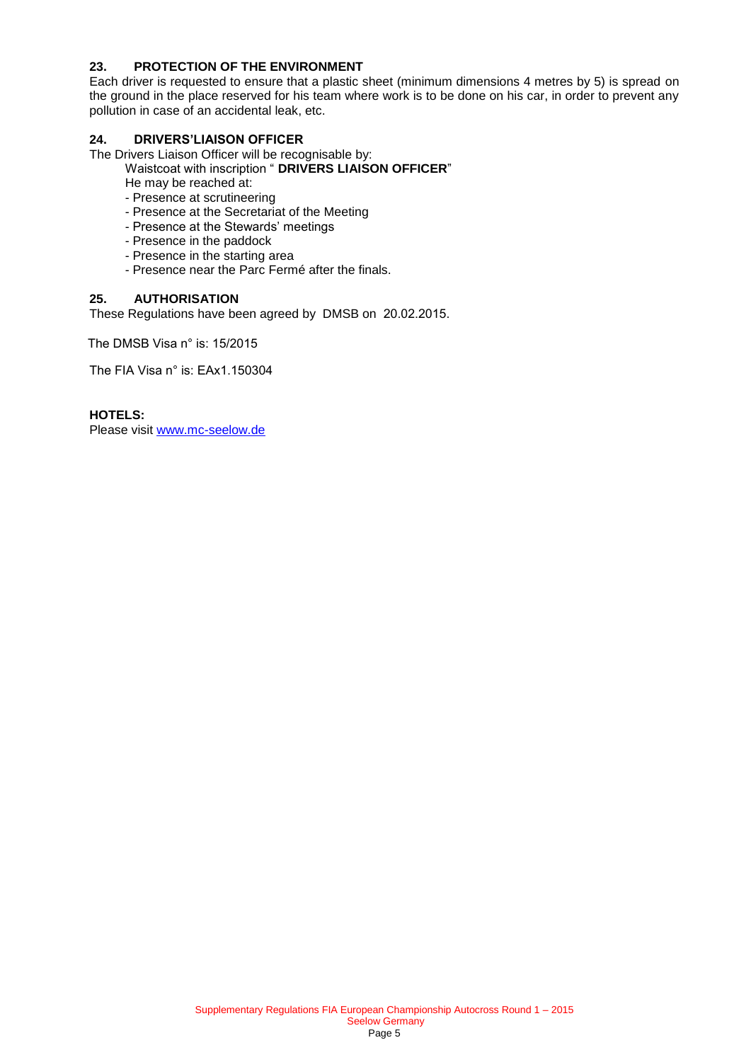### 23. PROTECTION OF THE ENVIRONMENT

Each driver is requested to ensure that a plastic sheet (minimum dimensions 4 metres by 5) is spread on the ground in the place reserved for his team where work is to be done on his car, in order to prevent any pollution in case of an accidental leak, etc.

### 24. DRIVERS'LIAISON OFFICER

The Drivers Liaison Officer will be recognisable by:

Waistcoat with inscription " **DRIVERS LIAISON OFFICER**"

He may be reached at:

- Presence at scrutineering
- Presence at the Secretariat of the Meeting
- Presence at the Stewards' meetings
- Presence in the paddock
- Presence in the starting area
- Presence near the Parc Fermé after the finals.

### 25. AUTHORISATION

These Regulations have been agreed by DMSB on 20.02.2015.

The DMSB Visa n° is: 15/2015

The FIA Visa n° is: EAx1.150304

**HOTELS:**

Please visit www.mc-seelow.de